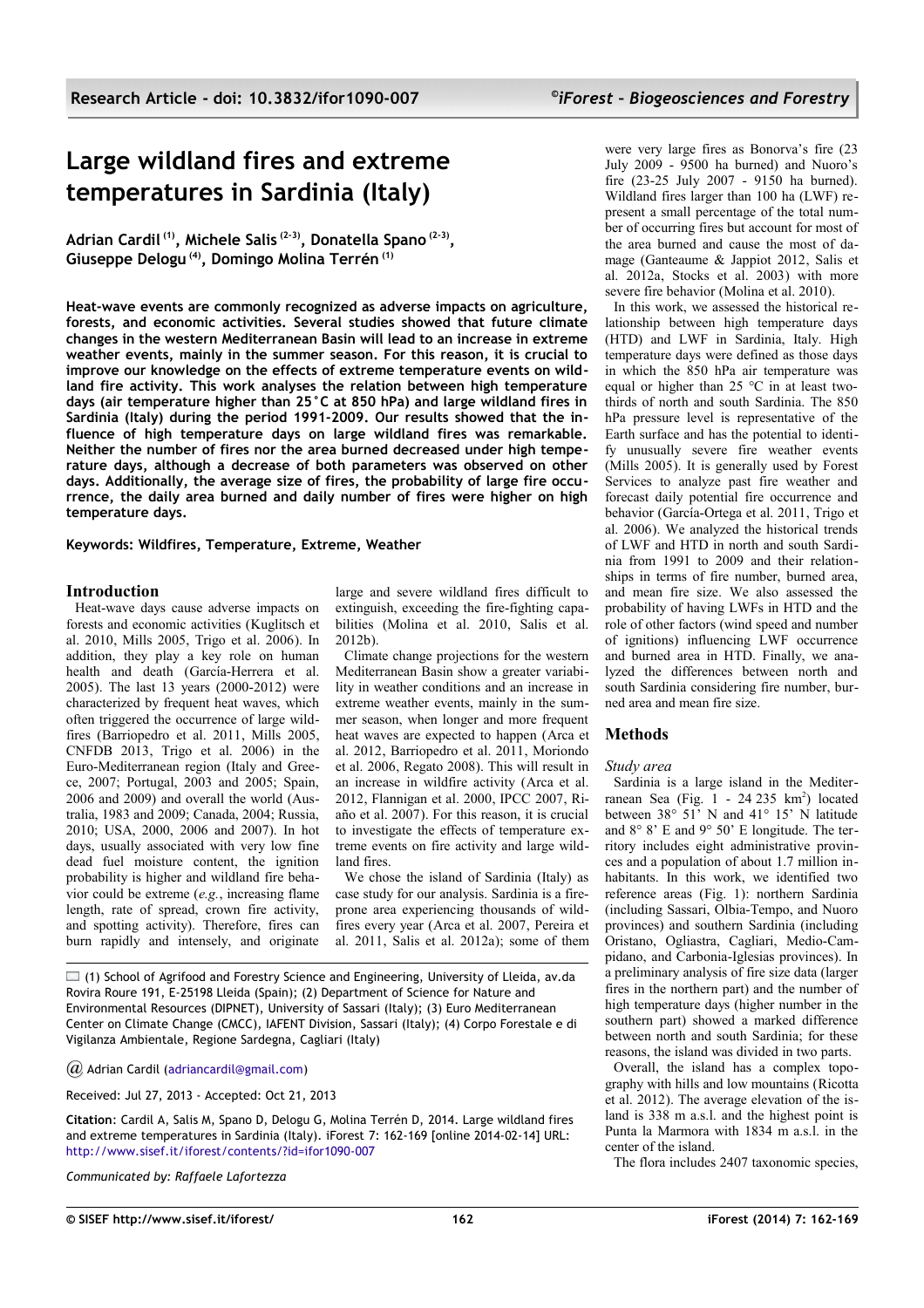# Large wildland fires and extreme temperatures in Sardinia (Italy)

**Adrian Cardil [1], Michele Salis [2-3], Donatella Spano [2-3], Giuseppe Delogu [4], Domingo Molina Terrén [1]**

**Heat-wave events are commonly recognized as adverse impacts on agriculture, forests, and economic activities. Several studies showed that future climate changes in the western Mediterranean Basin will lead to an increase in extreme weather events, mainly in the summer season. For this reason, it is crucial to improve our knowledge on the effects of extreme temperature events on wildland fire activity. This work analyses the relation between high temperature days (air temperature higher than 25°C at 850 hPa) and large wildland fires in Sardinia (Italy) during the period 1991-2009. Our results showed that the influence of high temperature days on large wildland fires was remarkable. Neither the number of fires nor the area burned decreased under high temperature days, although a decrease of both parameters was observed on other days. Additionally, the average size of fires, the probability of large fire occurrence, the daily area burned and daily number of fires were higher on high temperature days.**

**Keywords: Wildfires, Temperature, Extreme, Weather**

## Introduction

Heat-wave days cause adverse impacts on forests and economic activities (Kuglitsch et al. 2010, Mills 2005, Trigo et al. 2006). In addition, they play a key role on human health and death (García-Herrera et al. 2005). The last 13 years (2000-2012) were characterized by frequent heat waves, which often triggered the occurrence of large wildfires (Barriopedro et al. 2011, Mills 2005, CNFDB 2013, Trigo et al. 2006) in the Euro-Mediterranean region (Italy and Greece, 2007; Portugal, 2003 and 2005; Spain, 2006 and 2009) and overall the world (Australia, 1983 and 2009; Canada, 2004; Russia, 2010; USA, 2000, 2006 and 2007). In hot days, usually associated with very low fine dead fuel moisture content, the ignition probability is higher and wildland fire behavior could be extreme (*e.g.*, increasing flame length, rate of spread, crown fire activity, and spotting activity). Therefore, fires can burn rapidly and intensely, and originate large and severe wildland fires difficult to extinguish, exceeding the fire-fighting capabilities (Molina et al. 2010, Salis et al. 2012b).

Climate change projections for the western Mediterranean Basin show a greater variability in weather conditions and an increase in extreme weather events, mainly in the summer season, when longer and more frequent heat waves are expected to happen (Arca et al. 2012, Barriopedro et al. 2011, Moriondo et al. 2006, Regato 2008). This will result in an increase in wildfire activity (Arca et al. 2012, Flannigan et al. 2000, IPCC 2007, Riaño et al. 2007). For this reason, it is crucial to investigate the effects of temperature extreme events on fire activity and large wildland fires.

We chose the island of Sardinia (Italy) as case study for our analysis. Sardinia is a fire-prone area experiencing thousands of wildfires every year (Arca et al. 2007, Pereira et al. 2011, Salis et al. 2012a); some of them were very large fires as Bonorva's fire (23 July 2009 - 9500 ha burned) and Nuoro's fire (23-25 July 2007 - 9150 ha burned). Wildland fires larger than 100 ha (LWF) represent a small percentage of the total number of occurring fires but account for most of the area burned and cause the most of damage (Ganteaume & Jappiot 2012, Salis et al. 2012a, Stocks et al. 2003) with more severe fire behavior (Molina et al. 2010).

In this work, we assessed the historical relationship between high temperature days (HTD) and LWF in Sardinia, Italy. High temperature days were defined as those days in which the 850 hPa air temperature was equal or higher than 25 °C in at least two-thirds of north and south Sardinia. The 850 hPa pressure level is representative of the Earth surface and has the potential to identify unusually severe fire weather events (Mills 2005). It is generally used by Forest Services to analyze past fire weather and forecast daily potential fire occurrence and behavior (García-Ortega et al. 2011, Trigo et al. 2006). We analyzed the historical trends of LWF and HTD in north and south Sardinia from 1991 to 2009 and their relationships in terms of fire number, burned area, and mean fire size. We also assessed the probability of having LWFs in HTD and the role of other factors (wind speed and number of ignitions) influencing LWF occurrence and burned area in HTD. Finally, we analyzed the differences between north and south Sardinia considering fire number, burned area and mean fire size.

## Methods

### *Study area*

Sardinia is a large island in the Mediterranean Sea (Fig. 1 - 24 235 km$^2$) located between 38° 51' N and 41° 15' N latitude and 8° 8' E and 9° 50' E longitude. The territory includes eight administrative provinces and a population of about 1.7 million inhabitants. In this work, we identified two reference areas (Fig. 1): northern Sardinia (including Sassari, Olbia-Tempo, and Nuoro provinces) and southern Sardinia (including Oristano, Ogliastra, Cagliari, Medio-Campidano, and Carbonia-Iglesias provinces). In a preliminary analysis of fire size data (larger fires in the northern part) and the number of high temperature days (higher number in the southern part) showed a marked difference between north and south Sardinia; for these reasons, the island was divided in two parts.

Overall, the island has a complex topography with hills and low mountains (Ricotta et al. 2012). The average elevation of the island is 338 m a.s.l. and the highest point is Punta la Marmora with 1834 m a.s.l. in the center of the island.

The flora includes 2407 taxonomic species,

(1) School of Agrifood and Forestry Science and Engineering, University of Lleida, av.da Rovira Roure 191, E-25198 Lleida (Spain); (2) Department of Science for Nature and Environmental Resources (DIPNET), University of Sassari (Italy); (3) Euro Mediterranean Center on Climate Change (CMCC), IAFENT Division, Sassari (Italy); (4) Corpo Forestale e di Vigilanza Ambientale, Regione Sardegna, Cagliari (Italy)

@ Adrian Cardil (adriancardil@gmail.com)

Received: Jul 27, 2013 - Accepted: Oct 21, 2013

**Citation**: Cardil A, Salis M, Spano D, Delogu G, Molina Terrén D, 2014. Large wildland fires and extreme temperatures in Sardinia (Italy). iForest 7: 162-169 [online 2014-02-14] URL: http://www.sisef.it/iforest/contents/?id=ifor1090-007

*Communicated by: Raffaele Lafortezza*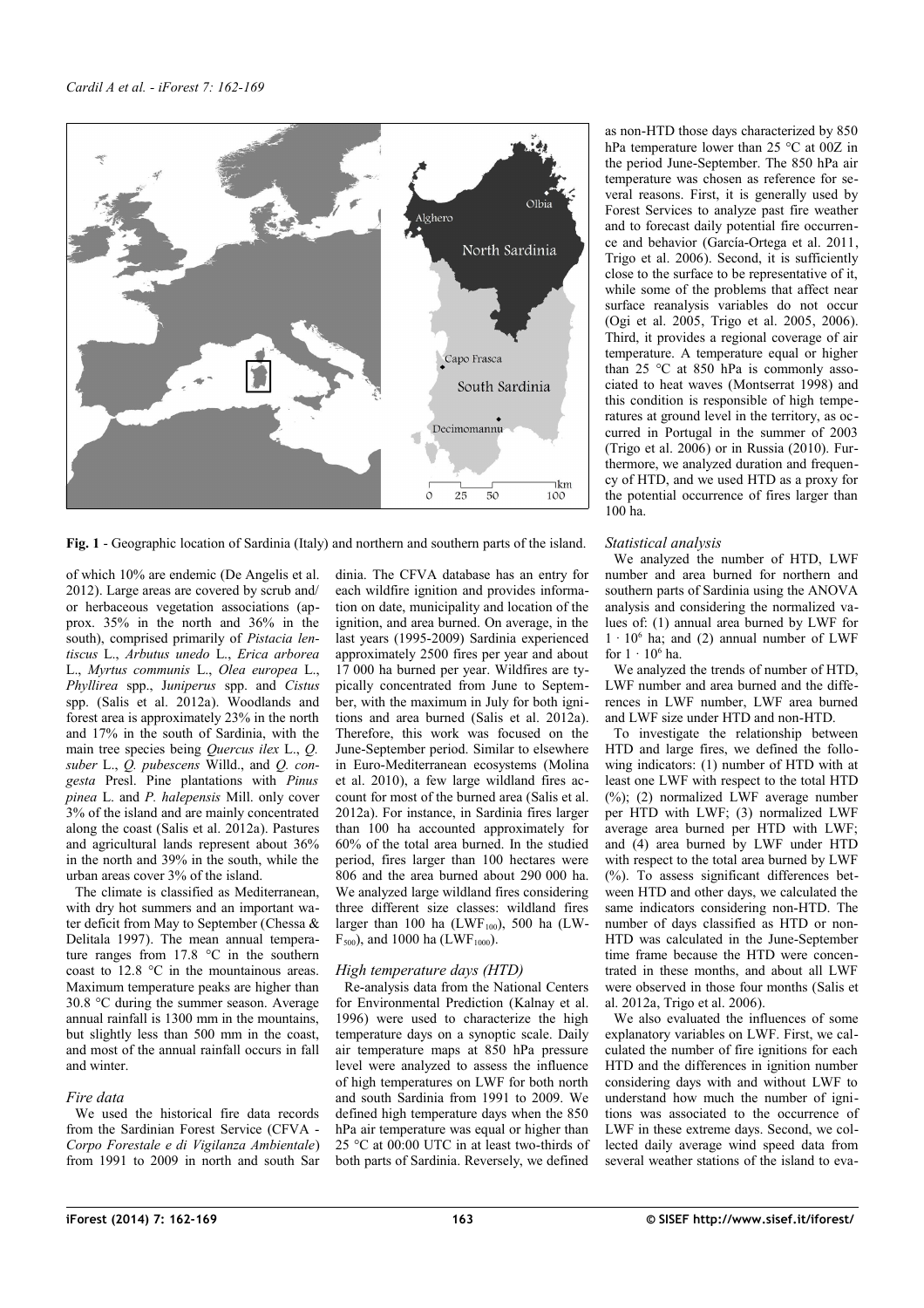**Fig. 1** - Geographic location of Sardinia (Italy) and northern and southern parts of the island.

of which 10% are endemic (De Angelis et al. 2012). Large areas are covered by scrub and/ or herbaceous vegetation associations (approx. 35% in the north and 36% in the south), comprised primarily of *Pistacia lentiscus* L., *Arbutus unedo* L., *Erica arborea* L., *Myrtus communis* L., *Olea europea* L., *Phyllirea* spp., J*uniperus* spp. and *Cistus* spp. (Salis et al. 2012a). Woodlands and forest area is approximately 23% in the north and 17% in the south of Sardinia, with the main tree species being *Quercus ilex* L., *Q. suber* L., *Q. pubescens* Willd., and *Q. congesta* Presl. Pine plantations with *Pinus pinea* L. and *P. halepensis* Mill. only cover 3% of the island and are mainly concentrated along the coast (Salis et al. 2012a). Pastures and agricultural lands represent about 36% in the north and 39% in the south, while the urban areas cover 3% of the island.

The climate is classified as Mediterranean, with dry hot summers and an important water deficit from May to September (Chessa & Delitala 1997). The mean annual temperature ranges from 17.8 °C in the southern coast to 12.8 °C in the mountainous areas. Maximum temperature peaks are higher than 30.8 °C during the summer season. Average annual rainfall is 1300 mm in the mountains, but slightly less than 500 mm in the coast, and most of the annual rainfall occurs in fall and winter.

### *Fire data*

We used the historical fire data records from the Sardinian Forest Service (CFVA - *Corpo Forestale e di Vigilanza Ambientale*) from 1991 to 2009 in north and south Sardinia. The CFVA database has an entry for each wildfire ignition and provides information on date, municipality and location of the ignition, and area burned. On average, in the last years (1995-2009) Sardinia experienced approximately 2500 fires per year and about 17 000 ha burned per year. Wildfires are typically concentrated from June to September, with the maximum in July for both ignitions and area burned (Salis et al. 2012a). Therefore, this work was focused on the June-September period. Similar to elsewhere in Euro-Mediterranean ecosystems (Molina et al. 2010), a few large wildland fires account for most of the burned area (Salis et al. 2012a). For instance, in Sardinia fires larger than 100 ha accounted approximately for 60% of the total area burned. In the studied period, fires larger than 100 hectares were 806 and the area burned about 290 000 ha. We analyzed large wildland fires considering three different size classes: wildland fires larger than 100 ha ($LWF_{100}$), 500 ha ($LWF_{500}$), and 1000 ha ($LWF_{1000}$).

### *High temperature days (HTD)*

Re-analysis data from the National Centers for Environmental Prediction (Kalnay et al. 1996) were used to characterize the high temperature days on a synoptic scale. Daily air temperature maps at 850 hPa pressure level were analyzed to assess the influence of high temperatures on LWF for both north and south Sardinia from 1991 to 2009. We defined high temperature days when the 850 hPa air temperature was equal or higher than 25 °C at 00:00 UTC in at least two-thirds of both parts of Sardinia. Reversely, we defined as non-HTD those days characterized by 850 hPa temperature lower than 25 °C at 00Z in the period June-September. The 850 hPa air temperature was chosen as reference for several reasons. First, it is generally used by Forest Services to analyze past fire weather and to forecast daily potential fire occurrence and behavior (García-Ortega et al. 2011, Trigo et al. 2006). Second, it is sufficiently close to the surface to be representative of it, while some of the problems that affect near surface reanalysis variables do not occur (Ogi et al. 2005, Trigo et al. 2005, 2006). Third, it provides a regional coverage of air temperature. A temperature equal or higher than 25 °C at 850 hPa is commonly associated to heat waves (Montserrat 1998) and this condition is responsible of high temperatures at ground level in the territory, as occurred in Portugal in the summer of 2003 (Trigo et al. 2006) or in Russia (2010). Furthermore, we analyzed duration and frequency of HTD, and we used HTD as a proxy for the potential occurrence of fires larger than 100 ha.

### *Statistical analysis*

We analyzed the number of HTD, LWF number and area burned for northern and southern parts of Sardinia using the ANOVA analysis and considering the normalized values of: (1) annual area burned by LWF for $1 \cdot 10^6$ ha; and (2) annual number of LWF for $1 \cdot 10^6$ ha.

We analyzed the trends of number of HTD, LWF number and area burned and the differences in LWF number, LWF area burned and LWF size under HTD and non-HTD.

To investigate the relationship between HTD and large fires, we defined the following indicators: (1) number of HTD with at least one LWF with respect to the total HTD (%); (2) normalized LWF average number per HTD with LWF; (3) normalized LWF average area burned per HTD with LWF; and (4) area burned by LWF under HTD with respect to the total area burned by LWF (%). To assess significant differences between HTD and other days, we calculated the same indicators considering non-HTD. The number of days classified as HTD or non-HTD was calculated in the June-September time frame because the HTD were concentrated in these months, and about all LWF were observed in those four months (Salis et al. 2012a, Trigo et al. 2006).

We also evaluated the influences of some explanatory variables on LWF. First, we calculated the number of fire ignitions for each HTD and the differences in ignition number considering days with and without LWF to understand how much the number of ignitions was associated to the occurrence of LWF in these extreme days. Second, we collected daily average wind speed data from several weather stations of the island to eva-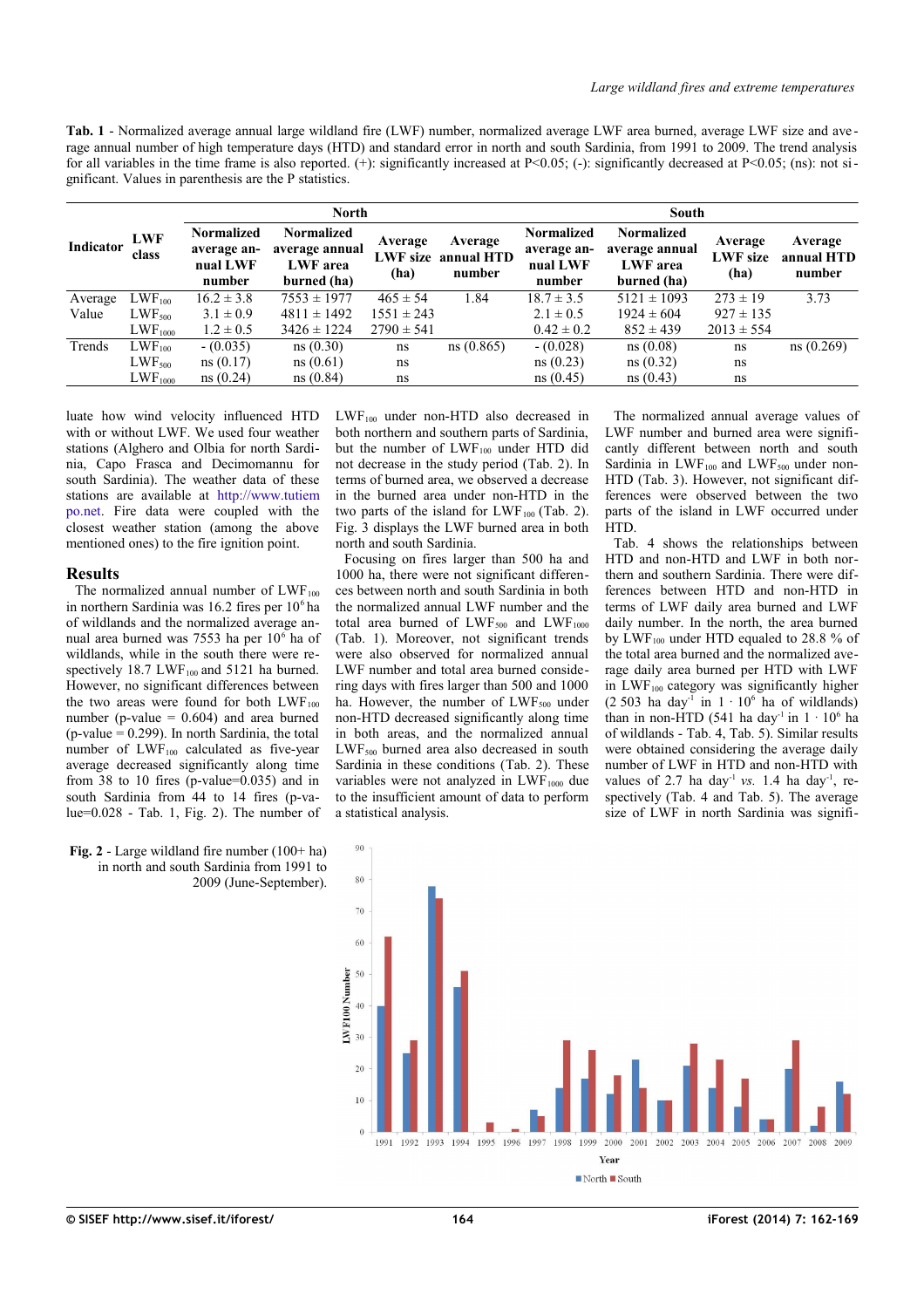**Tab. 1** - Normalized average annual large wildland fire (LWF) number, normalized average LWF area burned, average LWF size and average annual number of high temperature days (HTD) and standard error in north and south Sardinia, from 1991 to 2009. The trend analysis for all variables in the time frame is also reported. (+): significantly increased at P<0.05; (-): significantly decreased at P<0.05; (ns): not significant. Values in parenthesis are the P statistics.

| Indicator | LWF class | North | | | | South | | | |
|---|---|---|---|---|---|---|---|---|---|
| | | Normalized average annual LWF number | Normalized average annual LWF area burned (ha) | Average LWF size (ha) | Average annual HTD number | Normalized average annual LWF number | Normalized average annual LWF area burned (ha) | Average LWF size (ha) | Average annual HTD number |
| Average Value | $LWF_{100}$ | 16.2 ± 3.8 | 7553 ± 1977 | 465 ± 54 | 1.84 | 18.7 ± 3.5 | 5121 ± 1093 | 273 ± 19 | 3.73 |
| | $LWF_{500}$ | 3.1 ± 0.9 | 4811 ± 1492 | 1551 ± 243 | | 2.1 ± 0.5 | 1924 ± 604 | 927 ± 135 | |
| | $LWF_{1000}$ | 1.2 ± 0.5 | 3426 ± 1224 | 2790 ± 541 | | 0.42 ± 0.2 | 852 ± 439 | 2013 ± 554 | |
| Trends | $LWF_{100}$ | - (0.035) | ns (0.30) | ns | ns (0.865) | - (0.028) | ns (0.08) | ns | ns (0.269) |
| | $LWF_{500}$ | ns (0.17) | ns (0.61) | ns | | ns (0.23) | ns (0.32) | ns | |
| | $LWF_{1000}$ | ns (0.24) | ns (0.84) | ns | | ns (0.45) | ns (0.43) | ns | |

luate how wind velocity influenced HTD with or without LWF. We used four weather stations (Alghero and Olbia for north Sardinia, Capo Frasca and Decimomannu for south Sardinia). The weather data of these stations are available at http://www.tutiempo.net. Fire data were coupled with the closest weather station (among the above mentioned ones) to the fire ignition point.

## Results

The normalized annual number of $LWF_{100}$ in northern Sardinia was 16.2 fires per $10^6$ ha of wildlands and the normalized average annual area burned was 7553 ha per $10^6$ ha of wildlands, while in the south there were respectively 18.7 $LWF_{100}$ and 5121 ha burned. However, no significant differences between the two areas were found for both $LWF_{100}$ number (p-value = 0.604) and area burned (p-value = 0.299). In north Sardinia, the total number of $LWF_{100}$ calculated as five-year average decreased significantly along time from 38 to 10 fires (p-value=0.035) and in south Sardinia from 44 to 14 fires (p-value=0.028 - Tab. 1, Fig. 2). The number of $LWF_{100}$ under non-HTD also decreased in both northern and southern parts of Sardinia, but the number of $LWF_{100}$ under HTD did not decrease in the study period (Tab. 2). In terms of burned area, we observed a decrease in the burned area under non-HTD in the two parts of the island for $LWF_{100}$ (Tab. 2). Fig. 3 displays the LWF burned area in both north and south Sardinia.

Focusing on fires larger than 500 ha and 1000 ha, there were not significant differences between north and south Sardinia in the normalized annual LWF number and the total area burned of $LWF_{500}$ and $LWF_{1000}$ (Tab. 1). Moreover, not significant trends were also observed for normalized annual LWF number and total area burned considering days with fires larger than 500 and 1000 ha. However, the number of $LWF_{500}$ under non-HTD decreased significantly along time in both areas, and the normalized annual $LWF_{500}$ burned area also decreased in south Sardinia in these conditions (Tab. 2). These variables were not analyzed in $LWF_{1000}$ due to the insufficient amount of data to perform a statistical analysis.

The normalized annual average values of LWF number and burned area were significantly different between north and south Sardinia in $LWF_{100}$ and $LWF_{500}$ under non-HTD (Tab. 3). However, not significant differences were observed between the two parts of the island in LWF occurred under HTD.

Tab. 4 shows the relationships between HTD and non-HTD and LWF in both northern and southern Sardinia. There were differences between HTD and non-HTD in terms of LWF daily area burned and LWF daily number. In the north, the area burned by $LWF_{100}$ under HTD equaled to 28.8 % of the total area burned and the normalized average daily area burned per HTD with LWF in $LWF_{100}$ category was significantly higher (2 503 ha $day^{-1}$ in $1 \cdot 10^6$ ha of wildlands) than in non-HTD (541 ha $day^{-1}$ in $1 \cdot 10^6$ ha of wildlands - Tab. 4, Tab. 5). Similar results were obtained considering the average daily number of LWF in HTD and non-HTD with values of 2.7 ha $day^{-1}$ *vs.* 1.4 ha $day^{-1}$, respectively (Tab. 4 and Tab. 5). The average size of LWF in north Sardinia was signifi-

**Fig. 2** - Large wildland fire number (100+ ha) in north and south Sardinia from 1991 to 2009 (June-September).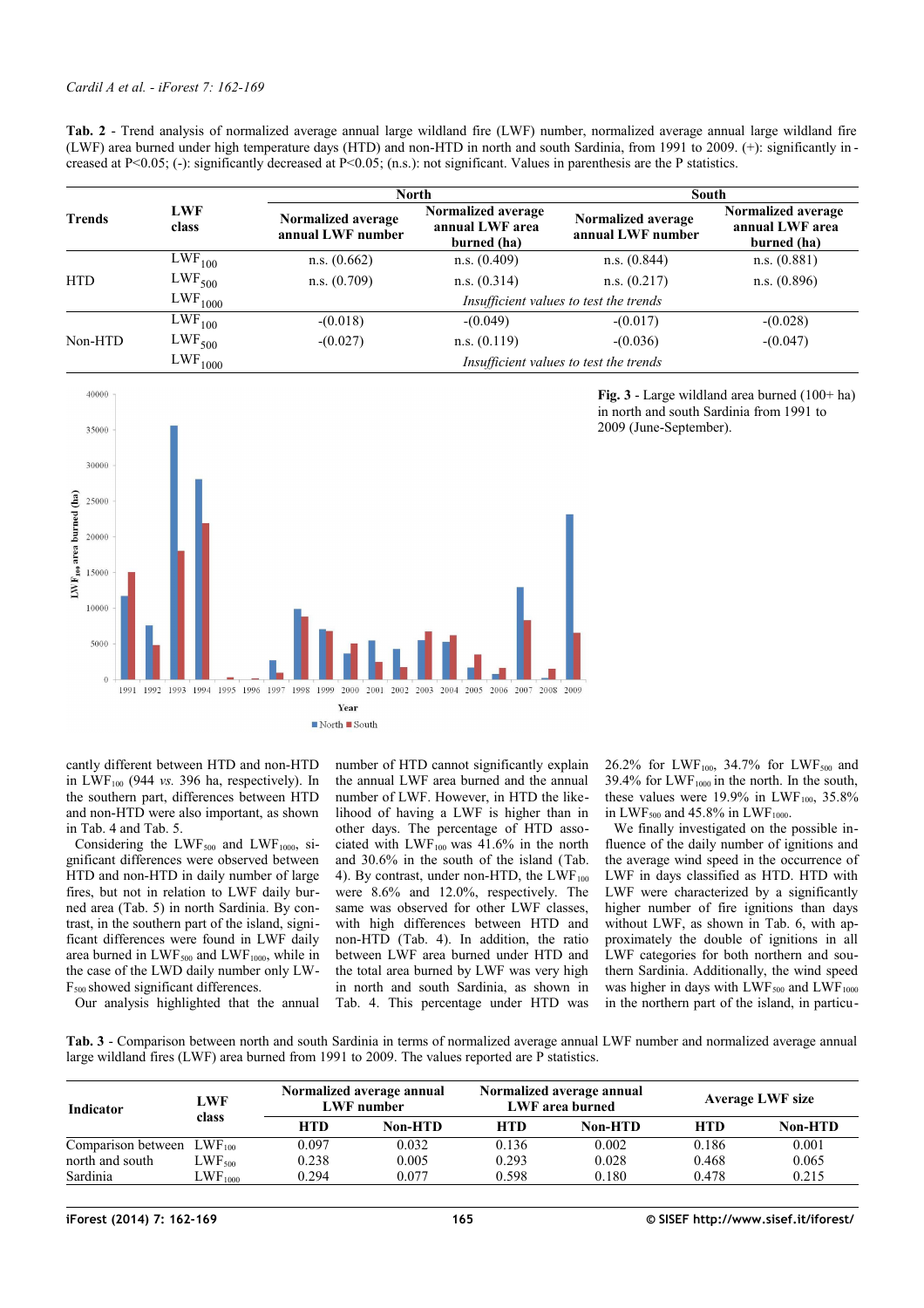**Tab. 2** - Trend analysis of normalized average annual large wildland fire (LWF) number, normalized average annual large wildland fire (LWF) area burned under high temperature days (HTD) and non-HTD in north and south Sardinia, from 1991 to 2009. (+): significantly increased at P<0.05; (-): significantly decreased at P<0.05; (n.s.): not significant. Values in parenthesis are the P statistics.

| Trends | LWF class | North | | South | |
|---|---|---|---|---|---|
| | | Normalized average annual LWF number | Normalized average annual LWF area burned (ha) | Normalized average annual LWF number | Normalized average annual LWF area burned (ha) |
| HTD | $LWF_{100}$ | n.s. (0.662) | n.s. (0.409) | n.s. (0.844) | n.s. (0.881) |
| | $LWF_{500}$ | n.s. (0.709) | n.s. (0.314) | n.s. (0.217) | n.s. (0.896) |
| | $LWF_{1000}$ | *Insufficient values to test the trends* | | | |
| Non-HTD | $LWF_{100}$ | -(0.018) | -(0.049) | -(0.017) | -(0.028) |
| | $LWF_{500}$ | -(0.027) | n.s. (0.119) | -(0.036) | -(0.047) |
| | $LWF_{1000}$ | *Insufficient values to test the trends* | | | |

**Fig. 3** - Large wildland area burned (100+ ha) in north and south Sardinia from 1991 to 2009 (June-September).

cantly different between HTD and non-HTD in $LWF_{100}$ (944 *vs.* 396 ha, respectively). In the southern part, differences between HTD and non-HTD were also important, as shown in Tab. 4 and Tab. 5.

Considering the $LWF_{500}$ and $LWF_{1000}$, significant differences were observed between HTD and non-HTD in daily number of large fires, but not in relation to LWF daily burned area (Tab. 5) in north Sardinia. By contrast, in the southern part of the island, significant differences were found in LWF daily area burned in $LWF_{500}$ and $LWF_{1000}$, while in the case of the LWD daily number only $LWF_{500}$ showed significant differences.

Our analysis highlighted that the annual number of HTD cannot significantly explain the annual LWF area burned and the annual number of LWF. However, in HTD the likelihood of having a LWF is higher than in other days. The percentage of HTD associated with $LWF_{100}$ was 41.6% in the north and 30.6% in the south of the island (Tab. 4). By contrast, under non-HTD, the $LWF_{100}$ were 8.6% and 12.0%, respectively. The same was observed for other LWF classes, with high differences between HTD and non-HTD (Tab. 4). In addition, the ratio between LWF area burned under HTD and the total area burned by LWF was very high in north and south Sardinia, as shown in Tab. 4. This percentage under HTD was 26.2% for $LWF_{100}$, 34.7% for $LWF_{500}$ and 39.4% for $LWF_{1000}$ in the north. In the south, these values were 19.9% in $LWF_{100}$, 35.8% in $LWF_{500}$ and 45.8% in $LWF_{1000}$.

We finally investigated on the possible influence of the daily number of ignitions and the average wind speed in the occurrence of LWF in days classified as HTD. HTD with LWF were characterized by a significantly higher number of fire ignitions than days without LWF, as shown in Tab. 6, with approximately the double of ignitions in all LWF categories for both northern and southern Sardinia. Additionally, the wind speed was higher in days with $LWF_{500}$ and $LWF_{1000}$ in the northern part of the island, in particu-

**Tab. 3** - Comparison between north and south Sardinia in terms of normalized average annual LWF number and normalized average annual large wildland fires (LWF) area burned from 1991 to 2009. The values reported are P statistics.

| Indicator | LWF class | Normalized average annual LWF number | | Normalized average annual LWF area burned | | Average LWF size | |
|---|---|---|---|---|---|---|---|
| | | HTD | Non-HTD | HTD | Non-HTD | HTD | Non-HTD |
| Comparison between north and south Sardinia | $LWF_{100}$ | 0.097 | 0.032 | 0.136 | 0.002 | 0.186 | 0.001 |
| | $LWF_{500}$ | 0.238 | 0.005 | 0.293 | 0.028 | 0.468 | 0.065 |
| | $LWF_{1000}$ | 0.294 | 0.077 | 0.598 | 0.180 | 0.478 | 0.215 |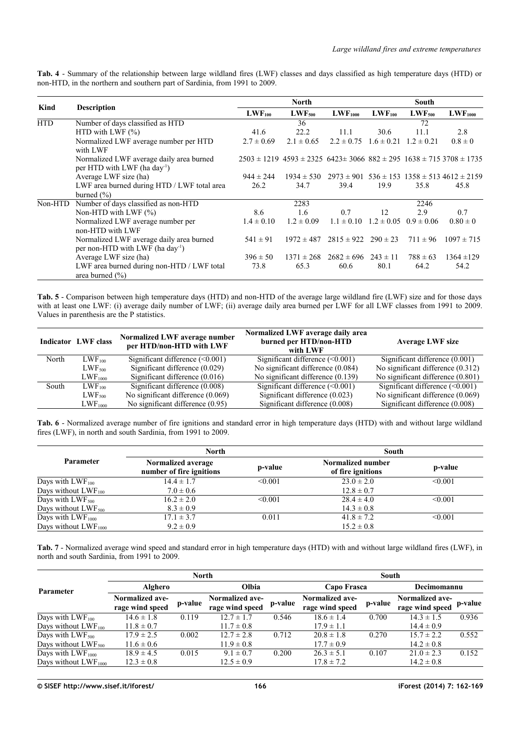**Tab. 4** - Summary of the relationship between large wildland fires (LWF) classes and days classified as high temperature days (HTD) or non-HTD, in the northern and southern part of Sardinia, from 1991 to 2009.

| Kind | Description | North | | | South | | |
|---|---|---|---|---|---|---|---|
| | | $LWF_{100}$ | $LWF_{500}$ | $LWF_{1000}$ | $LWF_{100}$ | $LWF_{500}$ | $LWF_{1000}$ |
| HTD | Number of days classified as HTD | | 36 | | | 72 | |
| | HTD with LWF (%) | 41.6 | 22.2 | 11.1 | 30.6 | 11.1 | 2.8 |
| | Normalized LWF average number per HTD with LWF | 2.7 ± 0.69 | 2.1 ± 0.65 | 2.2 ± 0.75 | 1.6 ± 0.21 | 1.2 ± 0.21 | 0.8 ± 0 |
| | Normalized LWF average daily area burned per HTD with LWF (ha day$^{-1}$) | 2503 ± 1219 | 4593 ± 2325 | 6423± 3066 | 882 ± 295 | 1638 ± 715 | 3708 ± 1735 |
| | Average LWF size (ha) | 944 ± 244 | 1934 ± 530 | 2973 ± 901 | 536 ± 153 | 1358 ± 513 | 4612 ± 2159 |
| | LWF area burned during HTD / LWF total area burned (%) | 26.2 | 34.7 | 39.4 | 19.9 | 35.8 | 45.8 |
| Non-HTD | Number of days classified as non-HTD | | 2283 | | | 2246 | |
| | Non-HTD with LWF (%) | 8.6 | 1.6 | 0.7 | 12 | 2.9 | 0.7 |
| | Normalized LWF average number per non-HTD with LWF | 1.4 ± 0.10 | 1.2 ± 0.09 | 1.1 ± 0.10 | 1.2 ± 0.05 | 0.9 ± 0.06 | 0.80 ± 0 |
| | Normalized LWF average daily area burned per non-HTD with LWF (ha day$^{-1}$) | 541 ± 91 | 1972 ± 487 | 2815 ± 922 | 290 ± 23 | 711 ± 96 | 1097 ± 715 |
| | Average LWF size (ha) | 396 ± 50 | 1371 ± 268 | 2682 ± 696 | 243 ± 11 | 788 ± 63 | 1364 ±129 |
| | LWF area burned during non-HTD / LWF total area burned (%) | 73.8 | 65.3 | 60.6 | 80.1 | 64.2 | 54.2 |

**Tab. 5** - Comparison between high temperature days (HTD) and non-HTD of the average large wildland fire (LWF) size and for those days with at least one LWF: (i) average daily number of LWF; (ii) average daily area burned per LWF for all LWF classes from 1991 to 2009. Values in parenthesis are the P statistics.

| Indicator | LWF class | Normalized LWF average number per HTD/non-HTD with LWF | Normalized LWF average daily area burned per HTD/non-HTD with LWF | Average LWF size |
|---|---|---|---|---|
| North | $LWF_{100}$ | Significant difference (<0.001) | Significant difference (<0.001) | Significant difference (0.001) |
| | $LWF_{500}$ | Significant difference (0.029) | No significant difference (0.084) | No significant difference (0.312) |
| | $LWF_{1000}$ | Significant difference (0.016) | No significant difference (0.139) | No significant difference (0.801) |
| South | $LWF_{100}$ | Significant difference (0.008) | Significant difference (<0.001) | Significant difference (<0.001) |
| | $LWF_{500}$ | No significant difference (0.069) | Significant difference (0.023) | No significant difference (0.069) |
| | $LWF_{1000}$ | No significant difference (0.95) | Significant difference (0.008) | Significant difference (0.008) |

**Tab. 6** - Normalized average number of fire ignitions and standard error in high temperature days (HTD) with and without large wildland fires (LWF), in north and south Sardinia, from 1991 to 2009.

| Parameter | North | | South | |
|---|---|---|---|---|
| | Normalized average number of fire ignitions | p-value | Normalized number of fire ignitions | p-value |
| Days with $LWF_{100}$ | 14.4 ± 1.7 | <0.001 | 23.0 ± 2.0 | <0.001 |
| Days without $LWF_{100}$ | 7.0 ± 0.6 | | 12.8 ± 0.7 | |
| Days with $LWF_{500}$ | 16.2 ± 2.0 | <0.001 | 28.4 ± 4.0 | <0.001 |
| Days without $LWF_{500}$ | 8.3 ± 0.9 | | 14.3 ± 0.8 | |
| Days with $LWF_{1000}$ | 17.1 ± 3.7 | 0.011 | 41.8 ± 7.2 | <0.001 |
| Days without $LWF_{1000}$ | 9.2 ± 0.9 | | 15.2 ± 0.8 | |

**Tab. 7** - Normalized average wind speed and standard error in high temperature days (HTD) with and without large wildland fires (LWF), in north and south Sardinia, from 1991 to 2009.

| Parameter | North | | | | South | | | |
|---|---|---|---|---|---|---|---|---|
| | Alghero | | Olbia | | Capo Frasca | | Decimomannu | |
| | Normalized average wind speed | p-value | Normalized average wind speed | p-value | Normalized average wind speed | p-value | Normalized average wind speed | p-value |
| Days with $LWF_{100}$ | 14.6 ± 1.8 | 0.119 | 12.7 ± 1.7 | 0.546 | 18.6 ± 1.4 | 0.700 | 14.3 ± 1.5 | 0.936 |
| Days without $LWF_{100}$ | 11.8 ± 0.7 | | 11.7 ± 0.8 | | 17.9 ± 1.1 | | 14.4 ± 0.9 | |
| Days with $LWF_{500}$ | 17.9 ± 2.5 | 0.002 | 12.7 ± 2.8 | 0.712 | 20.8 ± 1.8 | 0.270 | 15.7 ± 2.2 | 0.552 |
| Days without $LWF_{500}$ | 11.6 ± 0.6 | | 11.9 ± 0.8 | | 17.7 ± 0.9 | | 14.2 ± 0.8 | |
| Days with $LWF_{1000}$ | 18.9 ± 4.5 | 0.015 | 9.1 ± 0.7 | 0.200 | 26.3 ± 5.1 | 0.107 | 21.0 ± 2.3 | 0.152 |
| Days without $LWF_{1000}$ | 12.3 ± 0.8 | | 12.5 ± 0.9 | | 17.8 ± 7.2 | | 14.2 ± 0.8 | |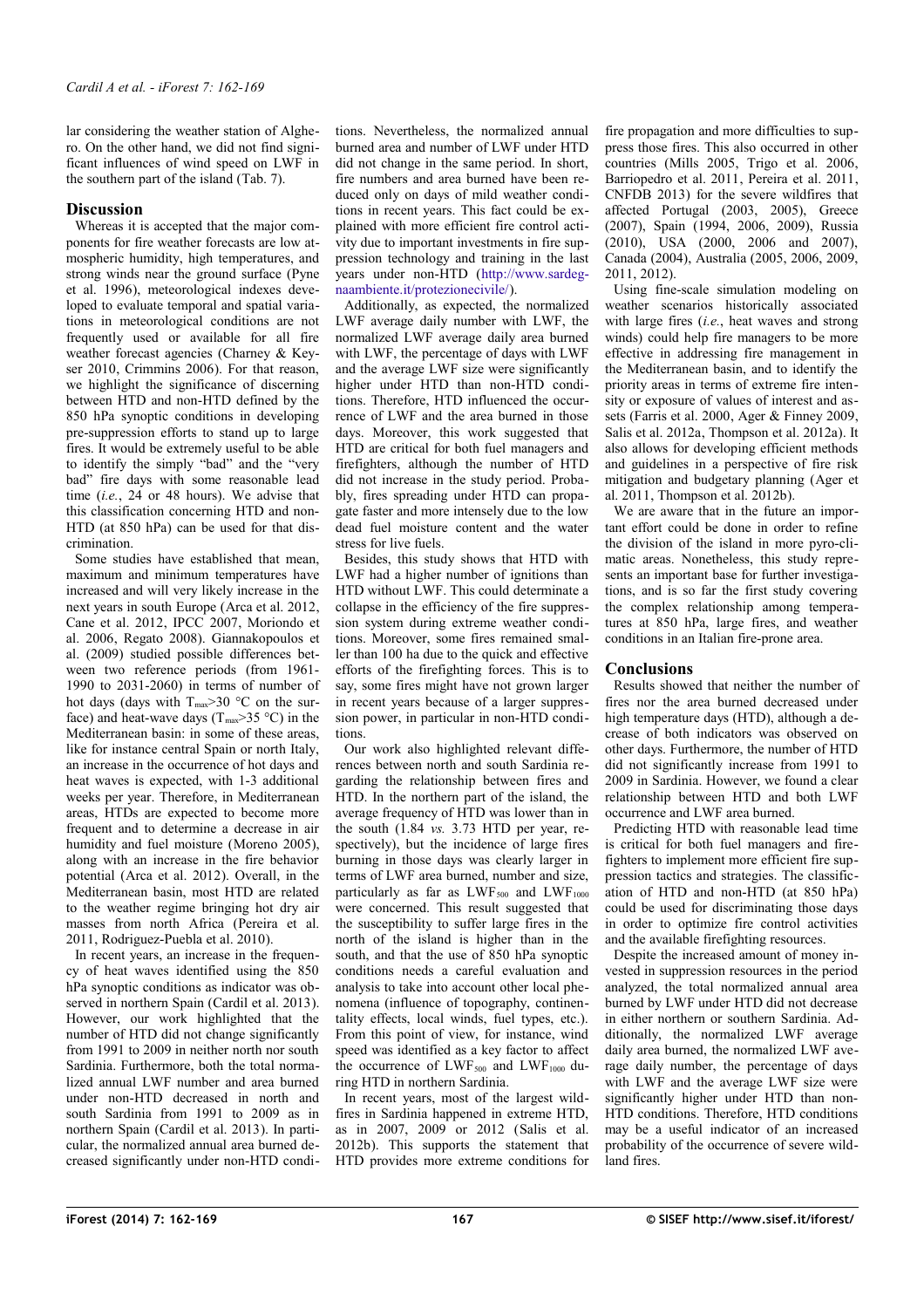lar considering the weather station of Alghero. On the other hand, we did not find significant influences of wind speed on LWF in the southern part of the island (Tab. 7).

## Discussion

Whereas it is accepted that the major components for fire weather forecasts are low atmospheric humidity, high temperatures, and strong winds near the ground surface (Pyne et al. 1996), meteorological indexes developed to evaluate temporal and spatial variations in meteorological conditions are not frequently used or available for all fire weather forecast agencies (Charney & Keyser 2010, Crimmins 2006). For that reason, we highlight the significance of discerning between HTD and non-HTD defined by the 850 hPa synoptic conditions in developing pre-suppression efforts to stand up to large fires. It would be extremely useful to be able to identify the simply "bad" and the "very bad" fire days with some reasonable lead time (*i.e.*, 24 or 48 hours). We advise that this classification concerning HTD and non-HTD (at 850 hPa) can be used for that discrimination.

Some studies have established that mean, maximum and minimum temperatures have increased and will very likely increase in the next years in south Europe (Arca et al. 2012, Cane et al. 2012, IPCC 2007, Moriondo et al. 2006, Regato 2008). Giannakopoulos et al. (2009) studied possible differences between two reference periods (from 1961-1990 to 2031-2060) in terms of number of hot days (days with $T_{max}$>30 °C on the surface) and heat-wave days ($T_{max}$>35 °C) in the Mediterranean basin: in some of these areas, like for instance central Spain or north Italy, an increase in the occurrence of hot days and heat waves is expected, with 1-3 additional weeks per year. Therefore, in Mediterranean areas, HTDs are expected to become more frequent and to determine a decrease in air humidity and fuel moisture (Moreno 2005), along with an increase in the fire behavior potential (Arca et al. 2012). Overall, in the Mediterranean basin, most HTD are related to the weather regime bringing hot dry air masses from north Africa (Pereira et al. 2011, Rodriguez-Puebla et al. 2010).

In recent years, an increase in the frequency of heat waves identified using the 850 hPa synoptic conditions as indicator was observed in northern Spain (Cardil et al. 2013). However, our work highlighted that the number of HTD did not change significantly from 1991 to 2009 in neither north nor south Sardinia. Furthermore, both the total normalized annual LWF number and area burned under non-HTD decreased in north and south Sardinia from 1991 to 2009 as in northern Spain (Cardil et al. 2013). In particular, the normalized annual area burned decreased significantly under non-HTD conditions. Nevertheless, the normalized annual burned area and number of LWF under HTD did not change in the same period. In short, fire numbers and area burned have been reduced only on days of mild weather conditions in recent years. This fact could be explained with more efficient fire control activity due to important investments in fire suppression technology and training in the last years under non-HTD (http://www.sardegnaambiente.it/protezionecivile/).

Additionally, as expected, the normalized LWF average daily number with LWF, the normalized LWF average daily area burned with LWF, the percentage of days with LWF and the average LWF size were significantly higher under HTD than non-HTD conditions. Therefore, HTD influenced the occurrence of LWF and the area burned in those days. Moreover, this work suggested that HTD are critical for both fuel managers and firefighters, although the number of HTD did not increase in the study period. Probably, fires spreading under HTD can propagate faster and more intensely due to the low dead fuel moisture content and the water stress for live fuels.

Besides, this study shows that HTD with LWF had a higher number of ignitions than HTD without LWF. This could determinate a collapse in the efficiency of the fire suppression system during extreme weather conditions. Moreover, some fires remained smaller than 100 ha due to the quick and effective efforts of the firefighting forces. This is to say, some fires might have not grown larger in recent years because of a larger suppression power, in particular in non-HTD conditions.

Our work also highlighted relevant differences between north and south Sardinia regarding the relationship between fires and HTD. In the northern part of the island, the average frequency of HTD was lower than in the south (1.84 *vs.* 3.73 HTD per year, respectively), but the incidence of large fires burning in those days was clearly larger in terms of LWF area burned, number and size, particularly as far as $LWF_{500}$ and $LWF_{1000}$ were concerned. This result suggested that the susceptibility to suffer large fires in the north of the island is higher than in the south, and that the use of 850 hPa synoptic conditions needs a careful evaluation and analysis to take into account other local phenomena (influence of topography, continentality effects, local winds, fuel types, etc.). From this point of view, for instance, wind speed was identified as a key factor to affect the occurrence of $LWF_{500}$ and $LWF_{1000}$ during HTD in northern Sardinia.

In recent years, most of the largest wildfires in Sardinia happened in extreme HTD, as in 2007, 2009 or 2012 (Salis et al. 2012b). This supports the statement that HTD provides more extreme conditions for fire propagation and more difficulties to suppress those fires. This also occurred in other countries (Mills 2005, Trigo et al. 2006, Barriopedro et al. 2011, Pereira et al. 2011, CNFDB 2013) for the severe wildfires that affected Portugal (2003, 2005), Greece (2007), Spain (1994, 2006, 2009), Russia (2010), USA (2000, 2006 and 2007), Canada (2004), Australia (2005, 2006, 2009, 2011, 2012).

Using fine-scale simulation modeling on weather scenarios historically associated with large fires (*i.e.*, heat waves and strong winds) could help fire managers to be more effective in addressing fire management in the Mediterranean basin, and to identify the priority areas in terms of extreme fire intensity or exposure of values of interest and assets (Farris et al. 2000, Ager & Finney 2009, Salis et al. 2012a, Thompson et al. 2012a). It also allows for developing efficient methods and guidelines in a perspective of fire risk mitigation and budgetary planning (Ager et al. 2011, Thompson et al. 2012b).

We are aware that in the future an important effort could be done in order to refine the division of the island in more pyro-climatic areas. Nonetheless, this study represents an important base for further investigations, and is so far the first study covering the complex relationship among temperatures at 850 hPa, large fires, and weather conditions in an Italian fire-prone area.

## Conclusions

Results showed that neither the number of fires nor the area burned decreased under high temperature days (HTD), although a decrease of both indicators was observed on other days. Furthermore, the number of HTD did not significantly increase from 1991 to 2009 in Sardinia. However, we found a clear relationship between HTD and both LWF occurrence and LWF area burned.

Predicting HTD with reasonable lead time is critical for both fuel managers and firefighters to implement more efficient fire suppression tactics and strategies. The classification of HTD and non-HTD (at 850 hPa) could be used for discriminating those days in order to optimize fire control activities and the available firefighting resources.

Despite the increased amount of money invested in suppression resources in the period analyzed, the total normalized annual area burned by LWF under HTD did not decrease in either northern or southern Sardinia. Additionally, the normalized LWF average daily area burned, the normalized LWF average daily number, the percentage of days with LWF and the average LWF size were significantly higher under HTD than non-HTD conditions. Therefore, HTD conditions may be a useful indicator of an increased probability of the occurrence of severe wildland fires.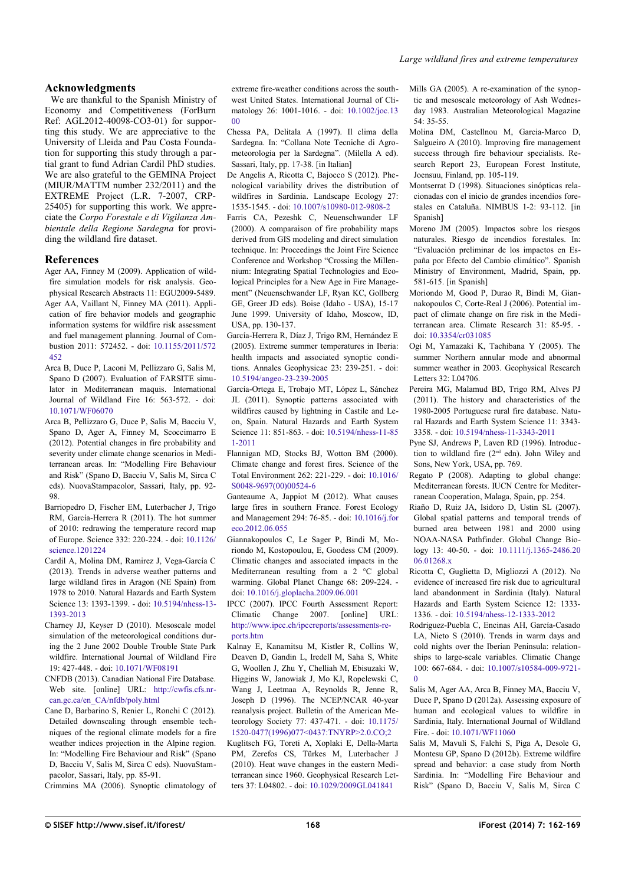## Acknowledgments

We are thankful to the Spanish Ministry of Economy and Competitiveness (ForBurn Ref: AGL2012-40098-CO3-01) for supporting this study. We are appreciative to the University of Lleida and Pau Costa Foundation for supporting this study through a partial grant to fund Adrian Cardil PhD studies. We are also grateful to the GEMINA Project (MIUR/MATTM number 232/2011) and the EXTREME Project (L.R. 7-2007, CRP-25405) for supporting this work. We appreciate the *Corpo Forestale e di Vigilanza Ambientale della Regione Sardegna* for providing the wildland fire dataset.

## References

Ager AA, Finney M (2009). Application of wildfire simulation models for risk analysis. Geophysical Research Abstracts 11: EGU2009-5489.

Ager AA, Vaillant N, Finney MA (2011). Application of fire behavior models and geographic information systems for wildfire risk assessment and fuel management planning. Journal of Combustion 2011: 572452. - doi: 10.1155/2011/572452

Arca B, Duce P, Laconi M, Pellizzaro G, Salis M, Spano D (2007). Evaluation of FARSITE simulator in Mediterranean maquis. International Journal of Wildland Fire 16: 563-572. - doi: 10.1071/WF06070

Arca B, Pellizzaro G, Duce P, Salis M, Bacciu V, Spano D, Ager A, Finney M, Scoccimarro E (2012). Potential changes in fire probability and severity under climate change scenarios in Mediterranean areas. In: "Modelling Fire Behaviour and Risk" (Spano D, Bacciu V, Salis M, Sirca C eds). NuovaStampacolor, Sassari, Italy, pp. 92-98.

Barriopedro D, Fischer EM, Luterbacher J, Trigo RM, García-Herrera R (2011). The hot summer of 2010: redrawing the temperature record map of Europe. Science 332: 220-224. - doi: 10.1126/science.1201224

Cardil A, Molina DM, Ramirez J, Vega-García C (2013). Trends in adverse weather patterns and large wildland fires in Aragon (NE Spain) from 1978 to 2010. Natural Hazards and Earth System Science 13: 1393-1399. - doi: 10.5194/nhess-13-1393-2013

Charney JJ, Keyser D (2010). Mesoscale model simulation of the meteorological conditions during the 2 June 2002 Double Trouble State Park wildfire. International Journal of Wildland Fire 19: 427-448. - doi: 10.1071/WF08191

CNFDB (2013). Canadian National Fire Database. Web site. [online] URL: http://cwfis.cfs.nrcan.gc.ca/en_CA/nfdb/poly.html

Cane D, Barbarino S, Renier L, Ronchi C (2012). Detailed downscaling through ensemble techniques of the regional climate models for a fire weather indices projection in the Alpine region. In: "Modelling Fire Behaviour and Risk" (Spano D, Bacciu V, Salis M, Sirca C eds). NuovaStampacolor, Sassari, Italy, pp. 85-91.

Crimmins MA (2006). Synoptic climatology of extreme fire-weather conditions across the southwest United States. International Journal of Climatology 26: 1001-1016. - doi: 10.1002/joc.1300

Chessa PA, Delitala A (1997). Il clima della Sardegna. In: "Collana Note Tecniche di Agrometeorologia per la Sardegna". (Milella A ed). Sassari, Italy, pp. 17-38. [in Italian]

De Angelis A, Ricotta C, Bajocco S (2012). Phenological variability drives the distribution of wildfires in Sardinia. Landscape Ecology 27: 1535-1545. - doi: 10.1007/s10980-012-9808-2

Farris CA, Pezeshk C, Neuenschwander LF (2000). A comparaison of fire probability maps derived from GIS modeling and direct simulation technique. In: Proceedings the Joint Fire Science Conference and Workshop "Crossing the Millennium: Integrating Spatial Technologies and Ecological Principles for a New Age in Fire Management" (Neuenschwander LF, Ryan KC, Gollberg GE, Greer JD eds). Boise (Idaho - USA), 15-17 June 1999. University of Idaho, Moscow, ID, USA, pp. 130-137.

García-Herrera R, Díaz J, Trigo RM, Hernández E (2005). Extreme summer temperatures in Iberia: health impacts and associated synoptic conditions. Annales Geophysicae 23: 239-251. - doi: 10.5194/angeo-23-239-2005

García-Ortega E, Trobajo MT, López L, Sánchez JL (2011). Synoptic patterns associated with wildfires caused by lightning in Castile and Leon, Spain. Natural Hazards and Earth System Science 11: 851-863. - doi: 10.5194/nhess-11-851-2011

Flannigan MD, Stocks BJ, Wotton BM (2000). Climate change and forest fires. Science of the Total Environment 262: 221-229. - doi: 10.1016/S0048-9697(00)00524-6

Ganteaume A, Jappiot M (2012). What causes large fires in southern France. Forest Ecology and Management 294: 76-85. - doi: 10.1016/j.foreco.2012.06.055

Giannakopoulos C, Le Sager P, Bindi M, Moriondo M, Kostopoulou, E, Goodess CM (2009). Climatic changes and associated impacts in the Mediterranean resulting from a 2 °C global warming. Global Planet Change 68: 209-224. - doi: 10.1016/j.gloplacha.2009.06.001

IPCC (2007). IPCC Fourth Assessment Report: Climatic Change 2007. [online] URL: http://www.ipcc.ch/ipccreports/assessments-reports.htm

Kalnay E, Kanamitsu M, Kistler R, Collins W, Deaven D, Gandin L, Iredell M, Saha S, White G, Woollen J, Zhu Y, Chelliah M, Ebisuzaki W, Higgins W, Janowiak J, Mo KJ, Ropelewski C, Wang J, Leetmaa A, Reynolds R, Jenne R, Joseph D (1996). The NCEP/NCAR 40-year reanalysis project. Bulletin of the American Meteorology Society 77: 437-471. - doi: 10.1175/1520-0477(1996)077<0437:TNYRP>2.0.CO;2

Kuglitsch FG, Toreti A, Xoplaki E, Della-Marta PM, Zerefos CS, Türkes M, Luterbacher J (2010). Heat wave changes in the eastern Mediterranean since 1960. Geophysical Research Letters 37: L04802. - doi: 10.1029/2009GL041841

Mills GA (2005). A re-examination of the synoptic and mesoscale meteorology of Ash Wednesday 1983. Australian Meteorological Magazine 54: 35-55.

Molina DM, Castellnou M, Garcia-Marco D, Salgueiro A (2010). Improving fire management success through fire behaviour specialists. Research Report 23, European Forest Institute, Joensuu, Finland, pp. 105-119.

Montserrat D (1998). Situaciones sinópticas relacionadas con el inicio de grandes incendios forestales en Cataluña. NIMBUS 1-2: 93-112. [in Spanish]

Moreno JM (2005). Impactos sobre los riesgos naturales. Riesgo de incendios forestales. In: "Evaluación preliminar de los impactos en España por Efecto del Cambio climático". Spanish Ministry of Environment, Madrid, Spain, pp. 581-615. [in Spanish]

Moriondo M, Good P, Durao R, Bindi M, Giannakopoulos C, Corte-Real J (2006). Potential impact of climate change on fire risk in the Mediterranean area. Climate Research 31: 85-95. - doi: 10.3354/cr031085

Ogi M, Yamazaki K, Tachibana Y (2005). The summer Northern annular mode and abnormal summer weather in 2003. Geophysical Research Letters 32: L04706.

Pereira MG, Malamud BD, Trigo RM, Alves PJ (2011). The history and characteristics of the 1980-2005 Portuguese rural fire database. Natural Hazards and Earth System Science 11: 3343-3358. - doi: 10.5194/nhess-11-3343-2011

Pyne SJ, Andrews P, Laven RD (1996). Introduction to wildland fire (2nd edn). John Wiley and Sons, New York, USA, pp. 769.

Regato P (2008). Adapting to global change: Mediterranean forests. IUCN Centre for Mediterranean Cooperation, Malaga, Spain, pp. 254.

Riaño D, Ruiz JA, Isidoro D, Ustin SL (2007). Global spatial patterns and temporal trends of burned area between 1981 and 2000 using NOAA-NASA Pathfinder. Global Change Biology 13: 40-50. - doi: 10.1111/j.1365-2486.2006.01268.x

Ricotta C, Guglietta D, Migliozzi A (2012). No evidence of increased fire risk due to agricultural land abandonment in Sardinia (Italy). Natural Hazards and Earth System Science 12: 1333-1336. - doi: 10.5194/nhess-12-1333-2012

Rodriguez-Puebla C, Encinas AH, García-Casado LA, Nieto S (2010). Trends in warm days and cold nights over the Iberian Peninsula: relationships to large-scale variables. Climatic Change 100: 667-684. - doi: 10.1007/s10584-009-9721-0

Salis M, Ager AA, Arca B, Finney MA, Bacciu V, Duce P, Spano D (2012a). Assessing exposure of human and ecological values to wildfire in Sardinia, Italy. International Journal of Wildland Fire. - doi: 10.1071/WF11060

Salis M, Mavuli S, Falchi S, Piga A, Desole G, Montesu GP, Spano D (2012b). Extreme wildfire spread and behavior: a case study from North Sardinia. In: "Modelling Fire Behaviour and Risk" (Spano D, Bacciu V, Salis M, Sirca C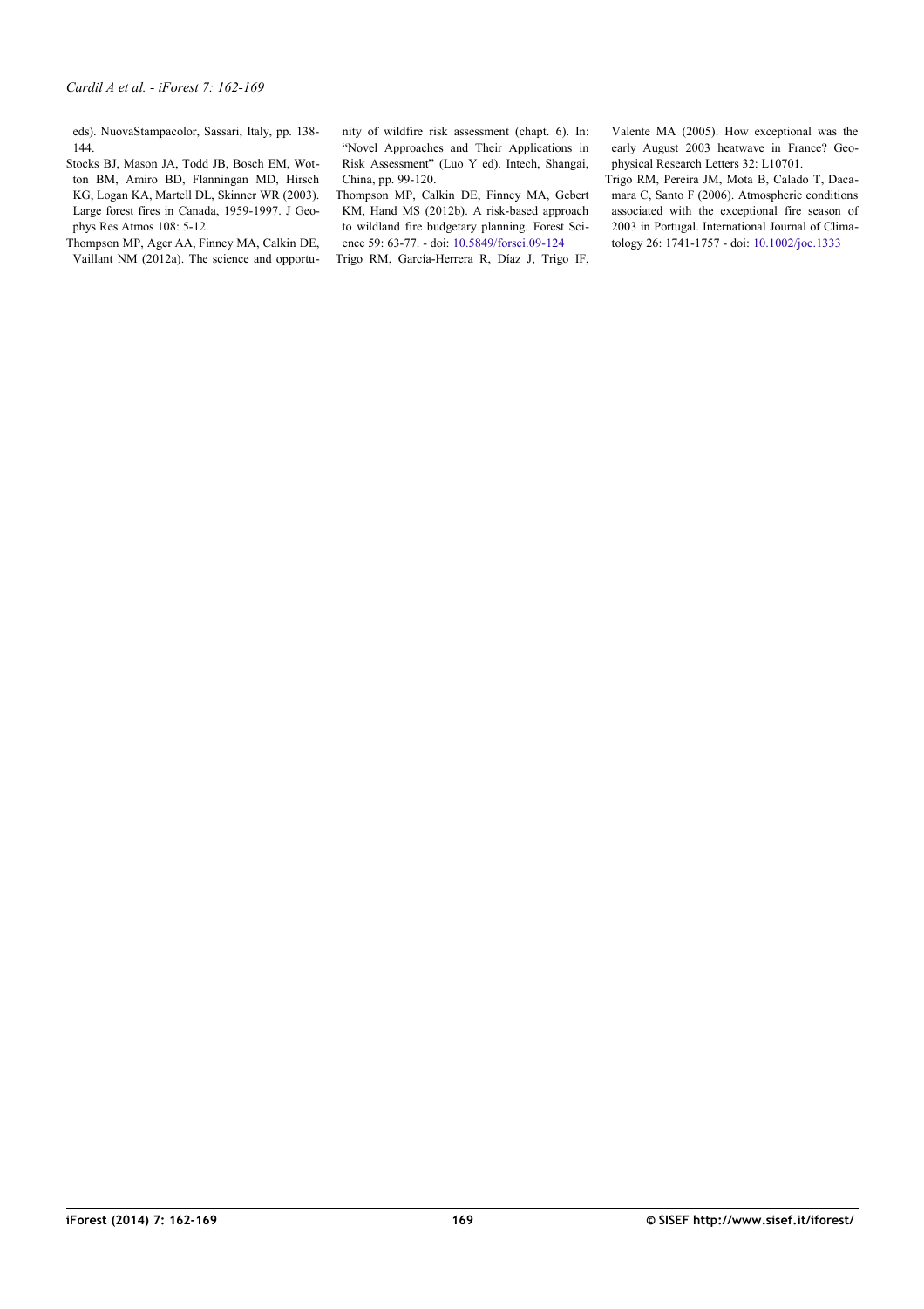eds). NuovaStampacolor, Sassari, Italy, pp. 138-144.

Stocks BJ, Mason JA, Todd JB, Bosch EM, Wotton BM, Amiro BD, Flanningan MD, Hirsch KG, Logan KA, Martell DL, Skinner WR (2003). Large forest fires in Canada, 1959-1997. J Geophys Res Atmos 108: 5-12.

Thompson MP, Ager AA, Finney MA, Calkin DE, Vaillant NM (2012a). The science and opportunity of wildfire risk assessment (chapt. 6). In: "Novel Approaches and Their Applications in Risk Assessment" (Luo Y ed). Intech, Shangai, China, pp. 99-120.

Thompson MP, Calkin DE, Finney MA, Gebert KM, Hand MS (2012b). A risk-based approach to wildland fire budgetary planning. Forest Science 59: 63-77. - doi: 10.5849/forsci.09-124

Trigo RM, García-Herrera R, Díaz J, Trigo IF, Valente MA (2005). How exceptional was the early August 2003 heatwave in France? Geophysical Research Letters 32: L10701.

Trigo RM, Pereira JM, Mota B, Calado T, Dacamara C, Santo F (2006). Atmospheric conditions associated with the exceptional fire season of 2003 in Portugal. International Journal of Climatology 26: 1741-1757 - doi: 10.1002/joc.1333